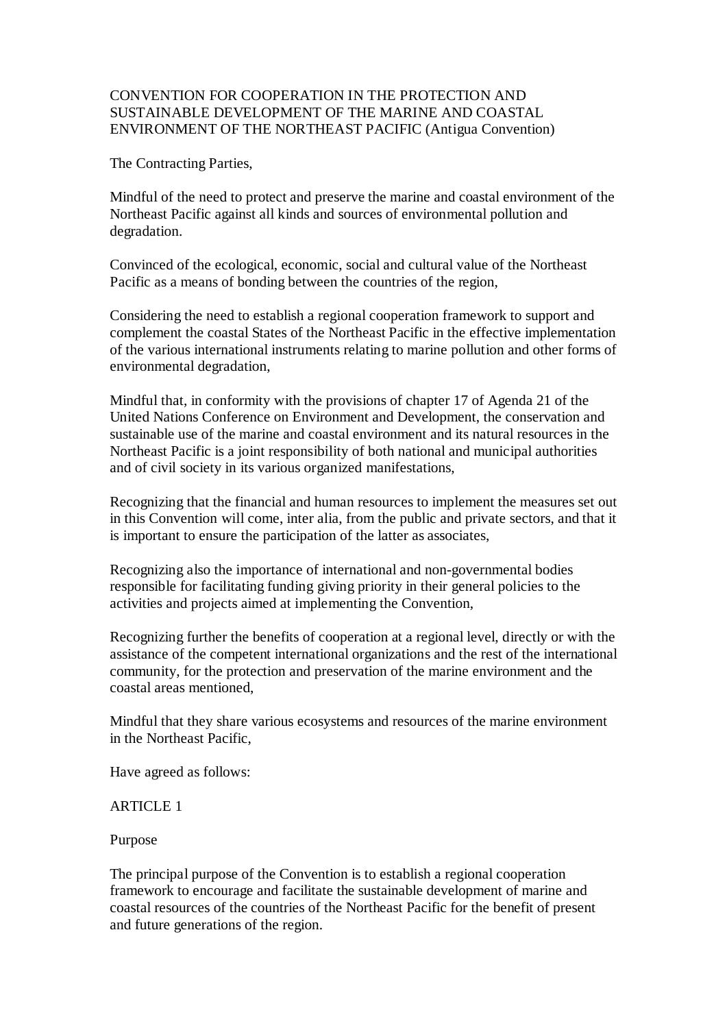# CONVENTION FOR COOPERATION IN THE PROTECTION AND SUSTAINABLE DEVELOPMENT OF THE MARINE AND COASTAL ENVIRONMENT OF THE NORTHEAST PACIFIC (Antigua Convention)

The Contracting Parties,

Mindful of the need to protect and preserve the marine and coastal environment of the Northeast Pacific against all kinds and sources of environmental pollution and degradation.

Convinced of the ecological, economic, social and cultural value of the Northeast Pacific as a means of bonding between the countries of the region,

Considering the need to establish a regional cooperation framework to support and complement the coastal States of the Northeast Pacific in the effective implementation of the various international instruments relating to marine pollution and other forms of environmental degradation,

Mindful that, in conformity with the provisions of chapter 17 of Agenda 21 of the United Nations Conference on Environment and Development, the conservation and sustainable use of the marine and coastal environment and its natural resources in the Northeast Pacific is a joint responsibility of both national and municipal authorities and of civil society in its various organized manifestations,

Recognizing that the financial and human resources to implement the measures set out in this Convention will come, inter alia, from the public and private sectors, and that it is important to ensure the participation of the latter as associates,

Recognizing also the importance of international and non-governmental bodies responsible for facilitating funding giving priority in their general policies to the activities and projects aimed at implementing the Convention,

Recognizing further the benefits of cooperation at a regional level, directly or with the assistance of the competent international organizations and the rest of the international community, for the protection and preservation of the marine environment and the coastal areas mentioned,

Mindful that they share various ecosystems and resources of the marine environment in the Northeast Pacific,

Have agreed as follows:

## ARTICLE 1

### Purpose

The principal purpose of the Convention is to establish a regional cooperation framework to encourage and facilitate the sustainable development of marine and coastal resources of the countries of the Northeast Pacific for the benefit of present and future generations of the region.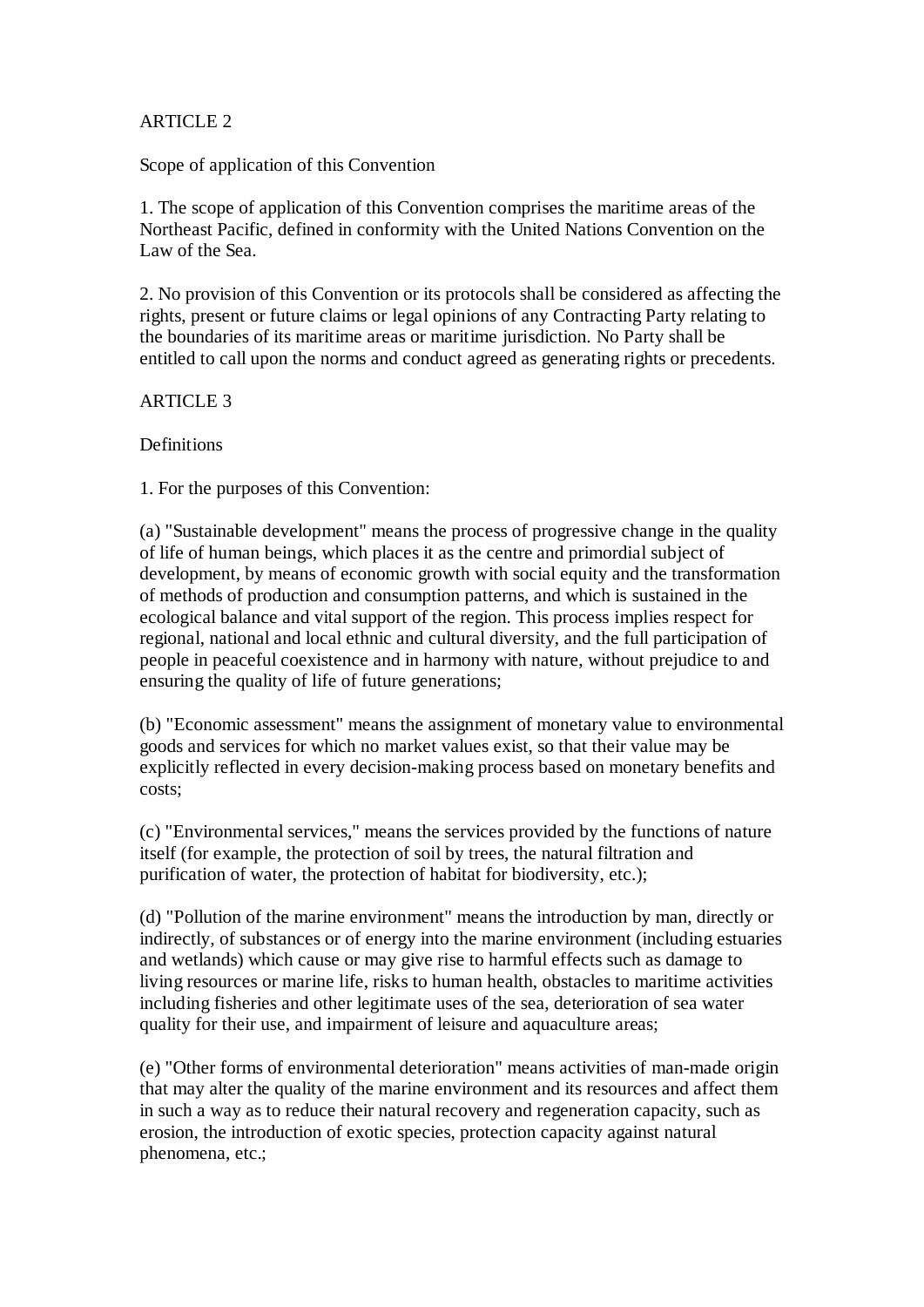## ARTICLE 2

### Scope of application of this Convention

1. The scope of application of this Convention comprises the maritime areas of the Northeast Pacific, defined in conformity with the United Nations Convention on the Law of the Sea.

2. No provision of this Convention or its protocols shall be considered as affecting the rights, present or future claims or legal opinions of any Contracting Party relating to the boundaries of its maritime areas or maritime jurisdiction. No Party shall be entitled to call upon the norms and conduct agreed as generating rights or precedents.

## ARTICLE 3

### Definitions

1. For the purposes of this Convention:

(a) "Sustainable development" means the process of progressive change in the quality of life of human beings, which places it as the centre and primordial subject of development, by means of economic growth with social equity and the transformation of methods of production and consumption patterns, and which is sustained in the ecological balance and vital support of the region. This process implies respect for regional, national and local ethnic and cultural diversity, and the full participation of people in peaceful coexistence and in harmony with nature, without prejudice to and ensuring the quality of life of future generations;

(b) "Economic assessment" means the assignment of monetary value to environmental goods and services for which no market values exist, so that their value may be explicitly reflected in every decision-making process based on monetary benefits and costs;

(c) "Environmental services," means the services provided by the functions of nature itself (for example, the protection of soil by trees, the natural filtration and purification of water, the protection of habitat for biodiversity, etc.);

(d) "Pollution of the marine environment" means the introduction by man, directly or indirectly, of substances or of energy into the marine environment (including estuaries and wetlands) which cause or may give rise to harmful effects such as damage to living resources or marine life, risks to human health, obstacles to maritime activities including fisheries and other legitimate uses of the sea, deterioration of sea water quality for their use, and impairment of leisure and aquaculture areas;

(e) "Other forms of environmental deterioration" means activities of man-made origin that may alter the quality of the marine environment and its resources and affect them in such a way as to reduce their natural recovery and regeneration capacity, such as erosion, the introduction of exotic species, protection capacity against natural phenomena, etc.;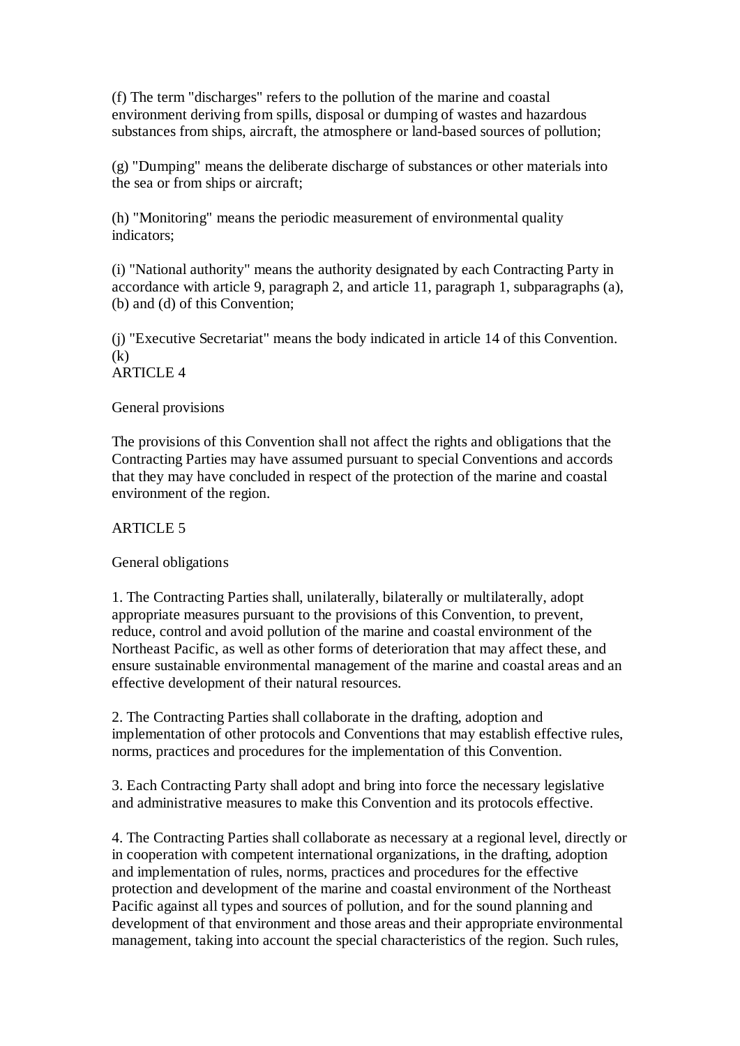(f) The term "discharges" refers to the pollution of the marine and coastal environment deriving from spills, disposal or dumping of wastes and hazardous substances from ships, aircraft, the atmosphere or land-based sources of pollution;

(g) "Dumping" means the deliberate discharge of substances or other materials into the sea or from ships or aircraft;

(h) "Monitoring" means the periodic measurement of environmental quality indicators;

(i) "National authority" means the authority designated by each Contracting Party in accordance with article 9, paragraph 2, and article 11, paragraph 1, subparagraphs (a), (b) and (d) of this Convention;

(j) "Executive Secretariat" means the body indicated in article 14 of this Convention.
(k)

## ARTICLE 4

### General provisions

The provisions of this Convention shall not affect the rights and obligations that the Contracting Parties may have assumed pursuant to special Conventions and accords that they may have concluded in respect of the protection of the marine and coastal environment of the region.

## ARTICLE 5

### General obligations

1. The Contracting Parties shall, unilaterally, bilaterally or multilaterally, adopt appropriate measures pursuant to the provisions of this Convention, to prevent, reduce, control and avoid pollution of the marine and coastal environment of the Northeast Pacific, as well as other forms of deterioration that may affect these, and ensure sustainable environmental management of the marine and coastal areas and an effective development of their natural resources.

2. The Contracting Parties shall collaborate in the drafting, adoption and implementation of other protocols and Conventions that may establish effective rules, norms, practices and procedures for the implementation of this Convention.

3. Each Contracting Party shall adopt and bring into force the necessary legislative and administrative measures to make this Convention and its protocols effective.

4. The Contracting Parties shall collaborate as necessary at a regional level, directly or in cooperation with competent international organizations, in the drafting, adoption and implementation of rules, norms, practices and procedures for the effective protection and development of the marine and coastal environment of the Northeast Pacific against all types and sources of pollution, and for the sound planning and development of that environment and those areas and their appropriate environmental management, taking into account the special characteristics of the region. Such rules,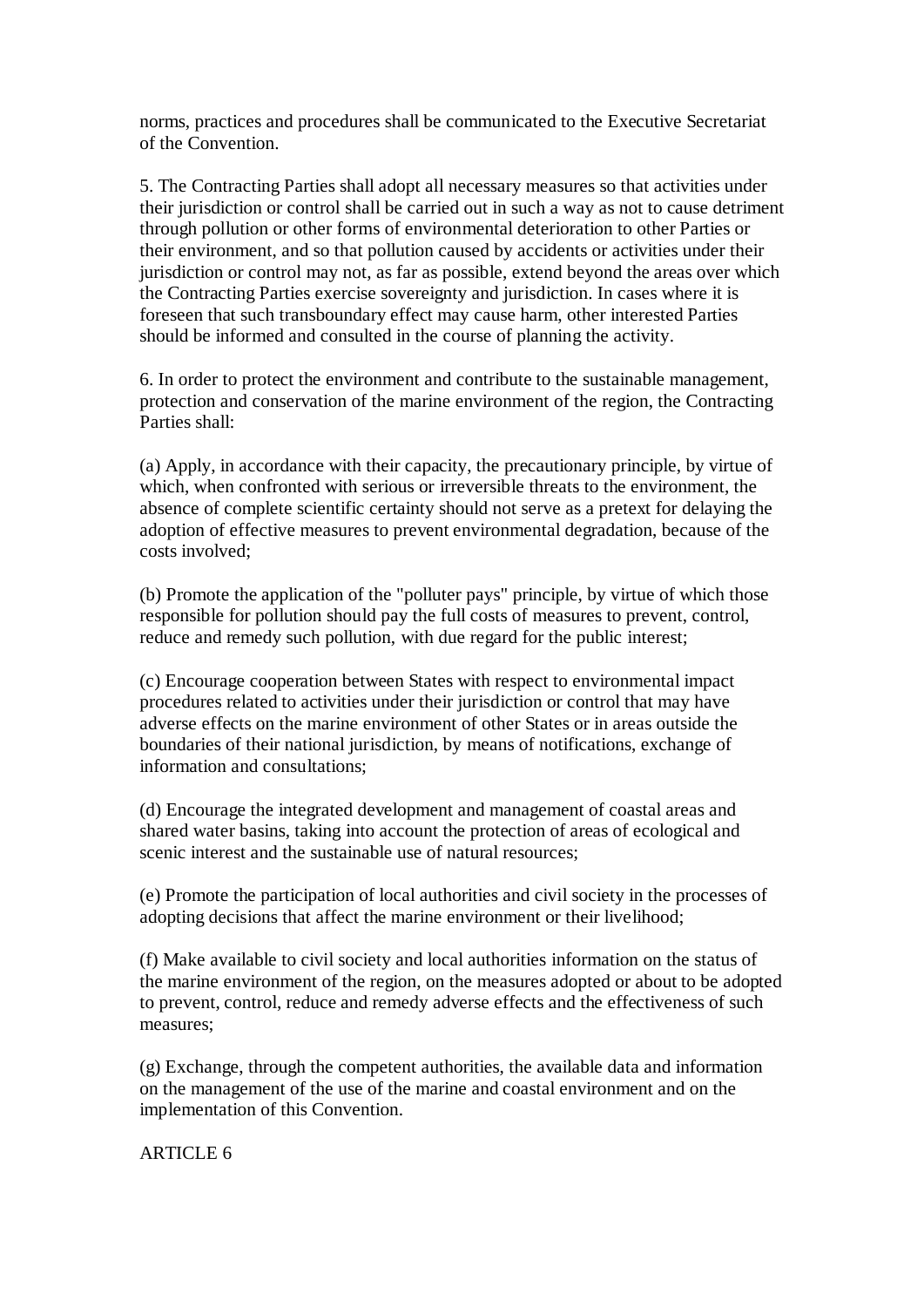norms, practices and procedures shall be communicated to the Executive Secretariat of the Convention.

5. The Contracting Parties shall adopt all necessary measures so that activities under their jurisdiction or control shall be carried out in such a way as not to cause detriment through pollution or other forms of environmental deterioration to other Parties or their environment, and so that pollution caused by accidents or activities under their jurisdiction or control may not, as far as possible, extend beyond the areas over which the Contracting Parties exercise sovereignty and jurisdiction. In cases where it is foreseen that such transboundary effect may cause harm, other interested Parties should be informed and consulted in the course of planning the activity.

6. In order to protect the environment and contribute to the sustainable management, protection and conservation of the marine environment of the region, the Contracting Parties shall:

(a) Apply, in accordance with their capacity, the precautionary principle, by virtue of which, when confronted with serious or irreversible threats to the environment, the absence of complete scientific certainty should not serve as a pretext for delaying the adoption of effective measures to prevent environmental degradation, because of the costs involved;

(b) Promote the application of the "polluter pays" principle, by virtue of which those responsible for pollution should pay the full costs of measures to prevent, control, reduce and remedy such pollution, with due regard for the public interest;

(c) Encourage cooperation between States with respect to environmental impact procedures related to activities under their jurisdiction or control that may have adverse effects on the marine environment of other States or in areas outside the boundaries of their national jurisdiction, by means of notifications, exchange of information and consultations;

(d) Encourage the integrated development and management of coastal areas and shared water basins, taking into account the protection of areas of ecological and scenic interest and the sustainable use of natural resources;

(e) Promote the participation of local authorities and civil society in the processes of adopting decisions that affect the marine environment or their livelihood;

(f) Make available to civil society and local authorities information on the status of the marine environment of the region, on the measures adopted or about to be adopted to prevent, control, reduce and remedy adverse effects and the effectiveness of such measures;

(g) Exchange, through the competent authorities, the available data and information on the management of the use of the marine and coastal environment and on the implementation of this Convention.

ARTICLE 6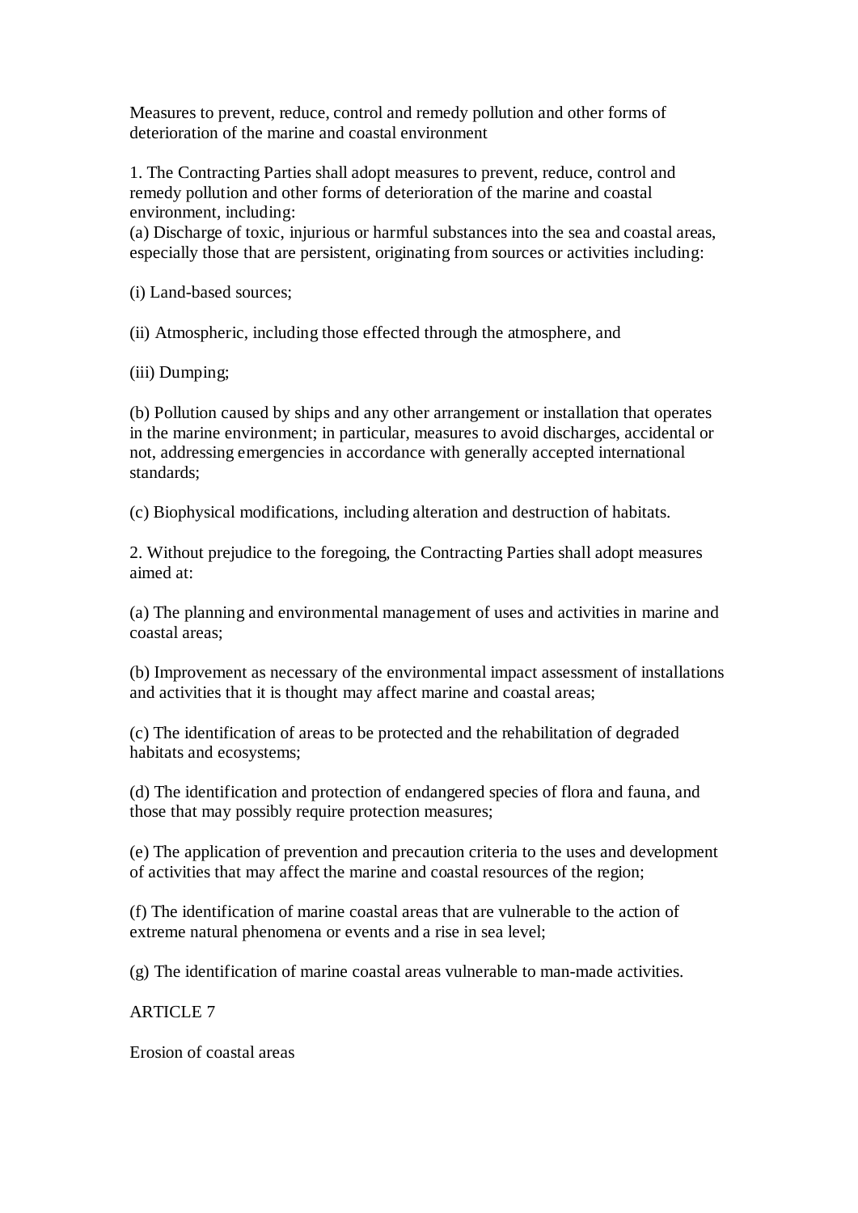Measures to prevent, reduce, control and remedy pollution and other forms of deterioration of the marine and coastal environment

1. The Contracting Parties shall adopt measures to prevent, reduce, control and remedy pollution and other forms of deterioration of the marine and coastal environment, including:
(a) Discharge of toxic, injurious or harmful substances into the sea and coastal areas, especially those that are persistent, originating from sources or activities including:

(i) Land-based sources;

(ii) Atmospheric, including those effected through the atmosphere, and

(iii) Dumping;

(b) Pollution caused by ships and any other arrangement or installation that operates in the marine environment; in particular, measures to avoid discharges, accidental or not, addressing emergencies in accordance with generally accepted international standards;

(c) Biophysical modifications, including alteration and destruction of habitats.

2. Without prejudice to the foregoing, the Contracting Parties shall adopt measures aimed at:

(a) The planning and environmental management of uses and activities in marine and coastal areas;

(b) Improvement as necessary of the environmental impact assessment of installations and activities that it is thought may affect marine and coastal areas;

(c) The identification of areas to be protected and the rehabilitation of degraded habitats and ecosystems;

(d) The identification and protection of endangered species of flora and fauna, and those that may possibly require protection measures;

(e) The application of prevention and precaution criteria to the uses and development of activities that may affect the marine and coastal resources of the region;

(f) The identification of marine coastal areas that are vulnerable to the action of extreme natural phenomena or events and a rise in sea level;

(g) The identification of marine coastal areas vulnerable to man-made activities.

## ARTICLE 7

Erosion of coastal areas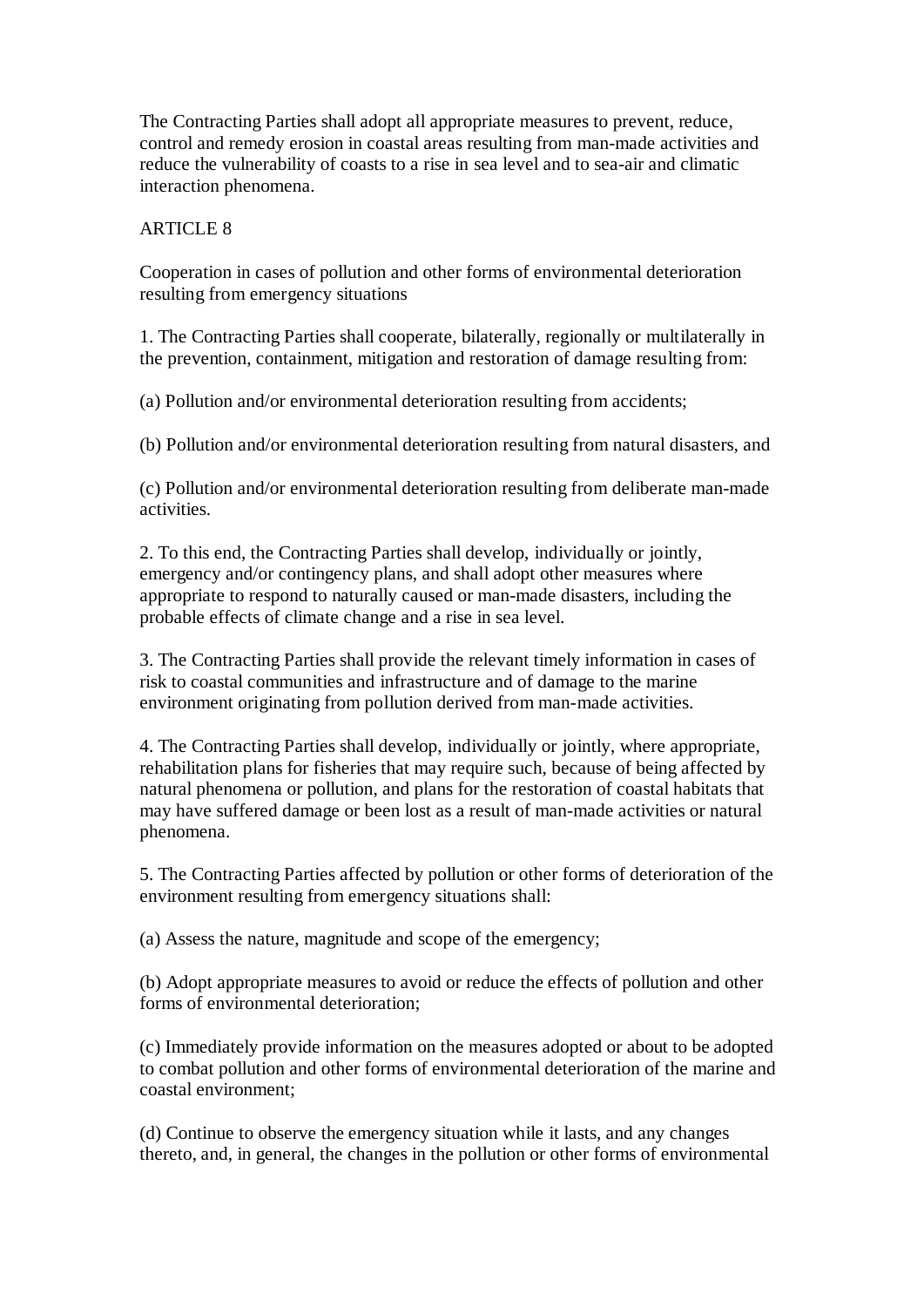The Contracting Parties shall adopt all appropriate measures to prevent, reduce, control and remedy erosion in coastal areas resulting from man-made activities and reduce the vulnerability of coasts to a rise in sea level and to sea-air and climatic interaction phenomena.

## ARTICLE 8

### Cooperation in cases of pollution and other forms of environmental deterioration resulting from emergency situations

1. The Contracting Parties shall cooperate, bilaterally, regionally or multilaterally in the prevention, containment, mitigation and restoration of damage resulting from:

(a) Pollution and/or environmental deterioration resulting from accidents;

(b) Pollution and/or environmental deterioration resulting from natural disasters, and

(c) Pollution and/or environmental deterioration resulting from deliberate man-made activities.

2. To this end, the Contracting Parties shall develop, individually or jointly, emergency and/or contingency plans, and shall adopt other measures where appropriate to respond to naturally caused or man-made disasters, including the probable effects of climate change and a rise in sea level.

3. The Contracting Parties shall provide the relevant timely information in cases of risk to coastal communities and infrastructure and of damage to the marine environment originating from pollution derived from man-made activities.

4. The Contracting Parties shall develop, individually or jointly, where appropriate, rehabilitation plans for fisheries that may require such, because of being affected by natural phenomena or pollution, and plans for the restoration of coastal habitats that may have suffered damage or been lost as a result of man-made activities or natural phenomena.

5. The Contracting Parties affected by pollution or other forms of deterioration of the environment resulting from emergency situations shall:

(a) Assess the nature, magnitude and scope of the emergency;

(b) Adopt appropriate measures to avoid or reduce the effects of pollution and other forms of environmental deterioration;

(c) Immediately provide information on the measures adopted or about to be adopted to combat pollution and other forms of environmental deterioration of the marine and coastal environment;

(d) Continue to observe the emergency situation while it lasts, and any changes thereto, and, in general, the changes in the pollution or other forms of environmental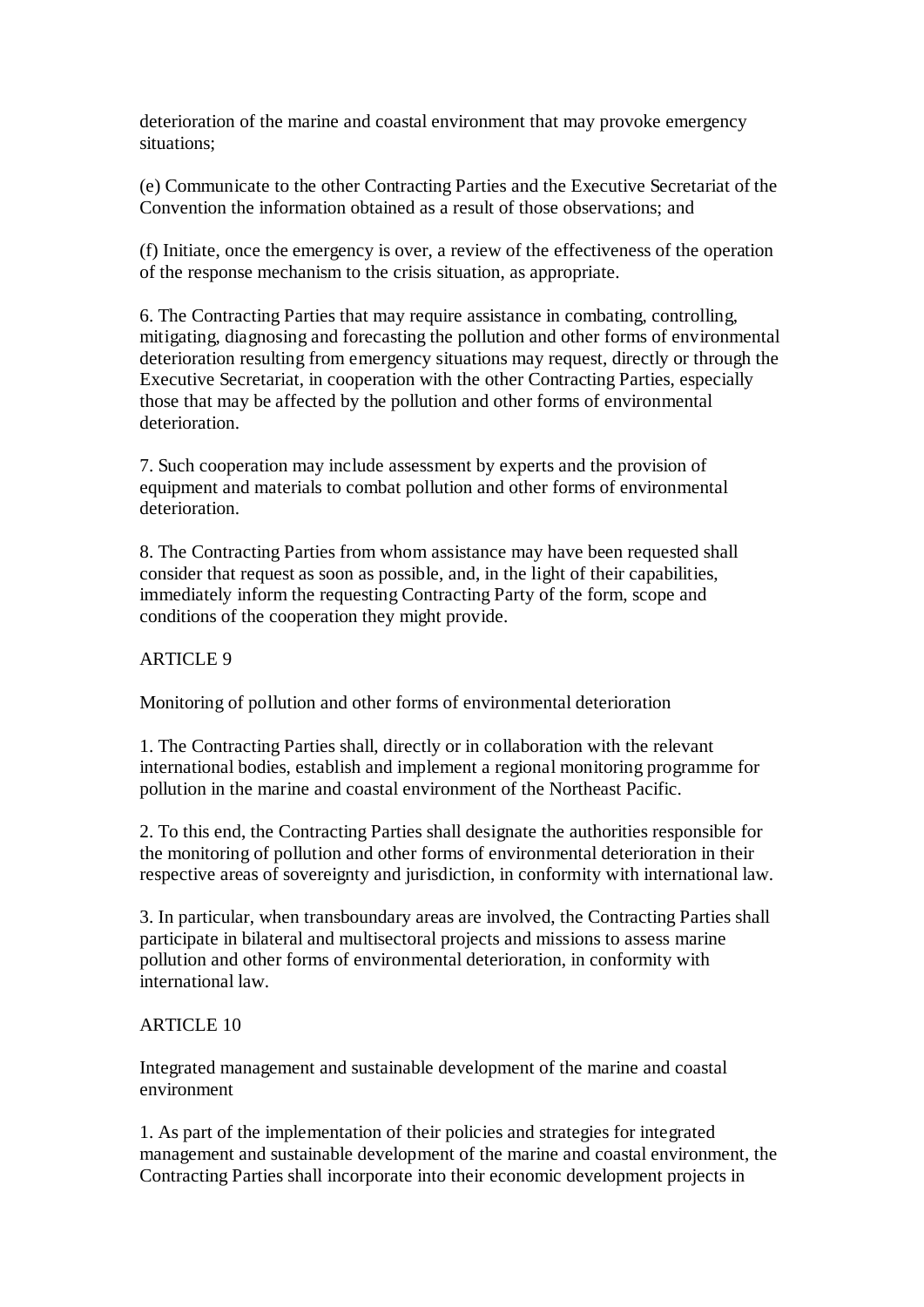deterioration of the marine and coastal environment that may provoke emergency situations;

(e) Communicate to the other Contracting Parties and the Executive Secretariat of the Convention the information obtained as a result of those observations; and

(f) Initiate, once the emergency is over, a review of the effectiveness of the operation of the response mechanism to the crisis situation, as appropriate.

6. The Contracting Parties that may require assistance in combating, controlling, mitigating, diagnosing and forecasting the pollution and other forms of environmental deterioration resulting from emergency situations may request, directly or through the Executive Secretariat, in cooperation with the other Contracting Parties, especially those that may be affected by the pollution and other forms of environmental deterioration.

7. Such cooperation may include assessment by experts and the provision of equipment and materials to combat pollution and other forms of environmental deterioration.

8. The Contracting Parties from whom assistance may have been requested shall consider that request as soon as possible, and, in the light of their capabilities, immediately inform the requesting Contracting Party of the form, scope and conditions of the cooperation they might provide.

## ARTICLE 9

### Monitoring of pollution and other forms of environmental deterioration

1. The Contracting Parties shall, directly or in collaboration with the relevant international bodies, establish and implement a regional monitoring programme for pollution in the marine and coastal environment of the Northeast Pacific.

2. To this end, the Contracting Parties shall designate the authorities responsible for the monitoring of pollution and other forms of environmental deterioration in their respective areas of sovereignty and jurisdiction, in conformity with international law.

3. In particular, when transboundary areas are involved, the Contracting Parties shall participate in bilateral and multisectoral projects and missions to assess marine pollution and other forms of environmental deterioration, in conformity with international law.

## ARTICLE 10

### Integrated management and sustainable development of the marine and coastal environment

1. As part of the implementation of their policies and strategies for integrated management and sustainable development of the marine and coastal environment, the Contracting Parties shall incorporate into their economic development projects in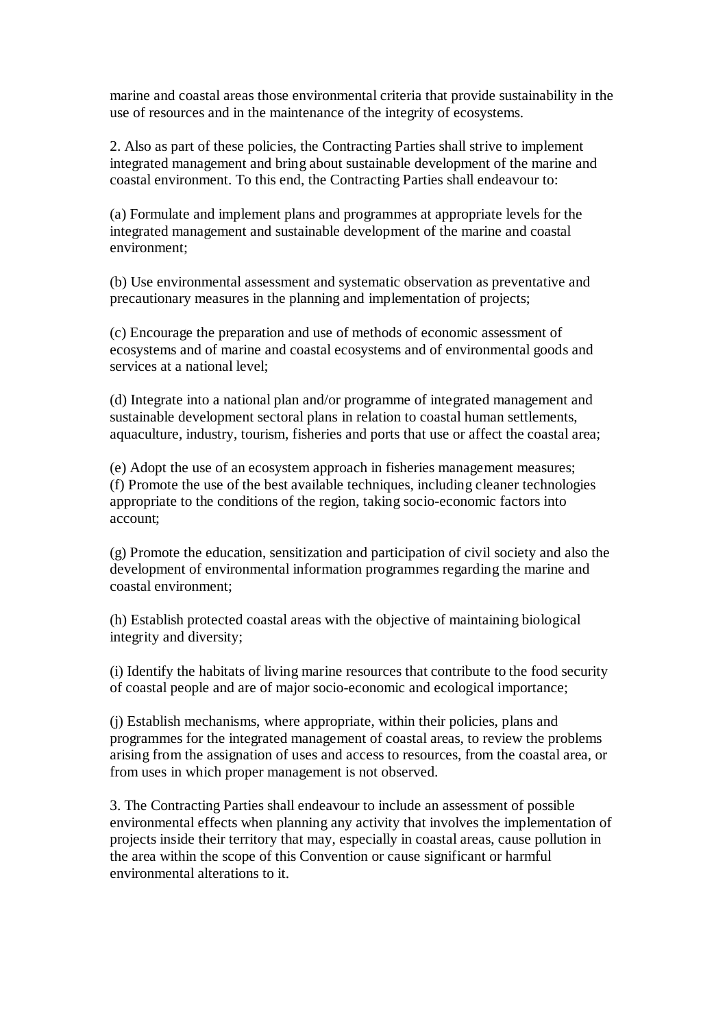marine and coastal areas those environmental criteria that provide sustainability in the use of resources and in the maintenance of the integrity of ecosystems.

2. Also as part of these policies, the Contracting Parties shall strive to implement integrated management and bring about sustainable development of the marine and coastal environment. To this end, the Contracting Parties shall endeavour to:

(a) Formulate and implement plans and programmes at appropriate levels for the integrated management and sustainable development of the marine and coastal environment;

(b) Use environmental assessment and systematic observation as preventative and precautionary measures in the planning and implementation of projects;

(c) Encourage the preparation and use of methods of economic assessment of ecosystems and of marine and coastal ecosystems and of environmental goods and services at a national level;

(d) Integrate into a national plan and/or programme of integrated management and sustainable development sectoral plans in relation to coastal human settlements, aquaculture, industry, tourism, fisheries and ports that use or affect the coastal area;

(e) Adopt the use of an ecosystem approach in fisheries management measures;
(f) Promote the use of the best available techniques, including cleaner technologies appropriate to the conditions of the region, taking socio-economic factors into account;

(g) Promote the education, sensitization and participation of civil society and also the development of environmental information programmes regarding the marine and coastal environment;

(h) Establish protected coastal areas with the objective of maintaining biological integrity and diversity;

(i) Identify the habitats of living marine resources that contribute to the food security of coastal people and are of major socio-economic and ecological importance;

(j) Establish mechanisms, where appropriate, within their policies, plans and programmes for the integrated management of coastal areas, to review the problems arising from the assignation of uses and access to resources, from the coastal area, or from uses in which proper management is not observed.

3. The Contracting Parties shall endeavour to include an assessment of possible environmental effects when planning any activity that involves the implementation of projects inside their territory that may, especially in coastal areas, cause pollution in the area within the scope of this Convention or cause significant or harmful environmental alterations to it.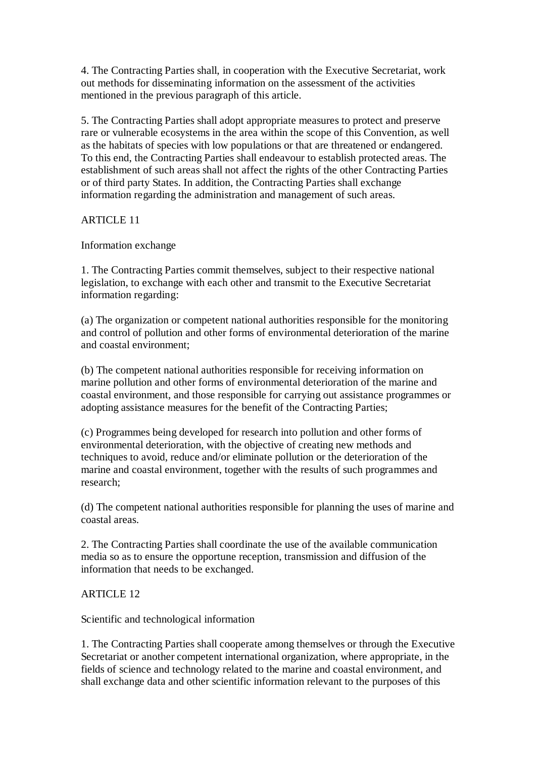4. The Contracting Parties shall, in cooperation with the Executive Secretariat, work out methods for disseminating information on the assessment of the activities mentioned in the previous paragraph of this article.

5. The Contracting Parties shall adopt appropriate measures to protect and preserve rare or vulnerable ecosystems in the area within the scope of this Convention, as well as the habitats of species with low populations or that are threatened or endangered. To this end, the Contracting Parties shall endeavour to establish protected areas. The establishment of such areas shall not affect the rights of the other Contracting Parties or of third party States. In addition, the Contracting Parties shall exchange information regarding the administration and management of such areas.

## ARTICLE 11

### Information exchange

1. The Contracting Parties commit themselves, subject to their respective national legislation, to exchange with each other and transmit to the Executive Secretariat information regarding:

(a) The organization or competent national authorities responsible for the monitoring and control of pollution and other forms of environmental deterioration of the marine and coastal environment;

(b) The competent national authorities responsible for receiving information on marine pollution and other forms of environmental deterioration of the marine and coastal environment, and those responsible for carrying out assistance programmes or adopting assistance measures for the benefit of the Contracting Parties;

(c) Programmes being developed for research into pollution and other forms of environmental deterioration, with the objective of creating new methods and techniques to avoid, reduce and/or eliminate pollution or the deterioration of the marine and coastal environment, together with the results of such programmes and research;

(d) The competent national authorities responsible for planning the uses of marine and coastal areas.

2. The Contracting Parties shall coordinate the use of the available communication media so as to ensure the opportune reception, transmission and diffusion of the information that needs to be exchanged.

## ARTICLE 12

### Scientific and technological information

1. The Contracting Parties shall cooperate among themselves or through the Executive Secretariat or another competent international organization, where appropriate, in the fields of science and technology related to the marine and coastal environment, and shall exchange data and other scientific information relevant to the purposes of this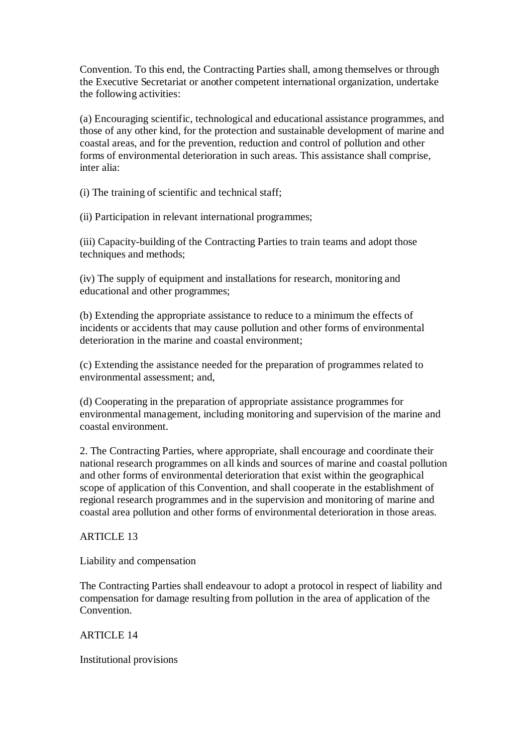Convention. To this end, the Contracting Parties shall, among themselves or through the Executive Secretariat or another competent international organization, undertake the following activities:

(a) Encouraging scientific, technological and educational assistance programmes, and those of any other kind, for the protection and sustainable development of marine and coastal areas, and for the prevention, reduction and control of pollution and other forms of environmental deterioration in such areas. This assistance shall comprise, inter alia:

(i) The training of scientific and technical staff;

(ii) Participation in relevant international programmes;

(iii) Capacity-building of the Contracting Parties to train teams and adopt those techniques and methods;

(iv) The supply of equipment and installations for research, monitoring and educational and other programmes;

(b) Extending the appropriate assistance to reduce to a minimum the effects of incidents or accidents that may cause pollution and other forms of environmental deterioration in the marine and coastal environment;

(c) Extending the assistance needed for the preparation of programmes related to environmental assessment; and,

(d) Cooperating in the preparation of appropriate assistance programmes for environmental management, including monitoring and supervision of the marine and coastal environment.

2. The Contracting Parties, where appropriate, shall encourage and coordinate their national research programmes on all kinds and sources of marine and coastal pollution and other forms of environmental deterioration that exist within the geographical scope of application of this Convention, and shall cooperate in the establishment of regional research programmes and in the supervision and monitoring of marine and coastal area pollution and other forms of environmental deterioration in those areas.

ARTICLE 13

Liability and compensation

The Contracting Parties shall endeavour to adopt a protocol in respect of liability and compensation for damage resulting from pollution in the area of application of the Convention.

ARTICLE 14

Institutional provisions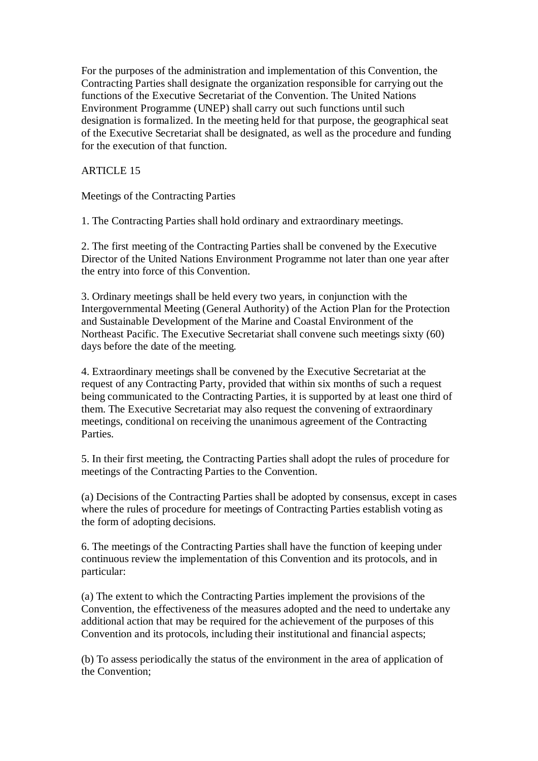For the purposes of the administration and implementation of this Convention, the Contracting Parties shall designate the organization responsible for carrying out the functions of the Executive Secretariat of the Convention. The United Nations Environment Programme (UNEP) shall carry out such functions until such designation is formalized. In the meeting held for that purpose, the geographical seat of the Executive Secretariat shall be designated, as well as the procedure and funding for the execution of that function.

ARTICLE 15

Meetings of the Contracting Parties

1. The Contracting Parties shall hold ordinary and extraordinary meetings.

2. The first meeting of the Contracting Parties shall be convened by the Executive Director of the United Nations Environment Programme not later than one year after the entry into force of this Convention.

3. Ordinary meetings shall be held every two years, in conjunction with the Intergovernmental Meeting (General Authority) of the Action Plan for the Protection and Sustainable Development of the Marine and Coastal Environment of the Northeast Pacific. The Executive Secretariat shall convene such meetings sixty (60) days before the date of the meeting.

4. Extraordinary meetings shall be convened by the Executive Secretariat at the request of any Contracting Party, provided that within six months of such a request being communicated to the Contracting Parties, it is supported by at least one third of them. The Executive Secretariat may also request the convening of extraordinary meetings, conditional on receiving the unanimous agreement of the Contracting Parties.

5. In their first meeting, the Contracting Parties shall adopt the rules of procedure for meetings of the Contracting Parties to the Convention.

(a) Decisions of the Contracting Parties shall be adopted by consensus, except in cases where the rules of procedure for meetings of Contracting Parties establish voting as the form of adopting decisions.

6. The meetings of the Contracting Parties shall have the function of keeping under continuous review the implementation of this Convention and its protocols, and in particular:

(a) The extent to which the Contracting Parties implement the provisions of the Convention, the effectiveness of the measures adopted and the need to undertake any additional action that may be required for the achievement of the purposes of this Convention and its protocols, including their institutional and financial aspects;

(b) To assess periodically the status of the environment in the area of application of the Convention;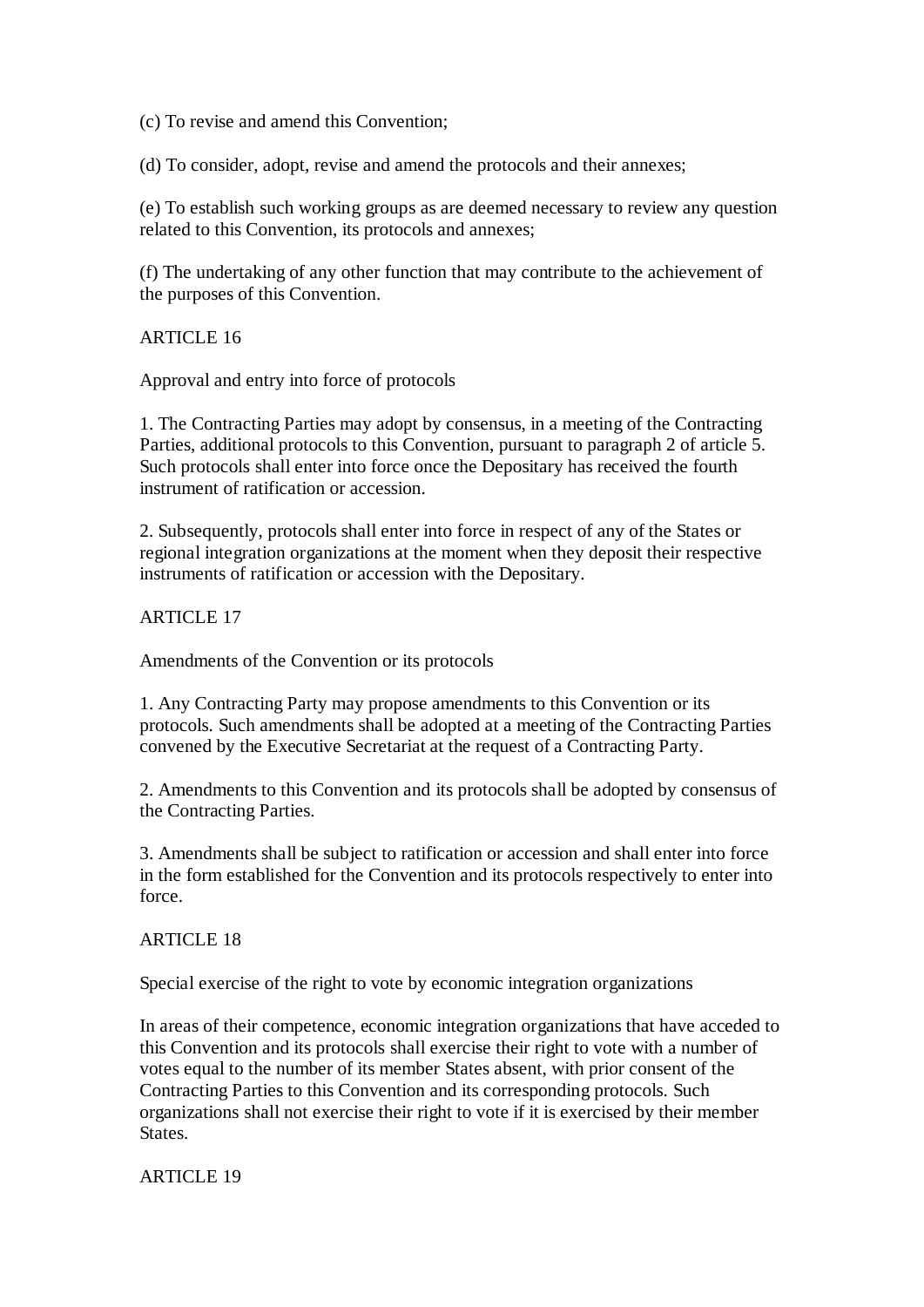(c) To revise and amend this Convention;

(d) To consider, adopt, revise and amend the protocols and their annexes;

(e) To establish such working groups as are deemed necessary to review any question related to this Convention, its protocols and annexes;

(f) The undertaking of any other function that may contribute to the achievement of the purposes of this Convention.

## ARTICLE 16

### Approval and entry into force of protocols

1. The Contracting Parties may adopt by consensus, in a meeting of the Contracting Parties, additional protocols to this Convention, pursuant to paragraph 2 of article 5. Such protocols shall enter into force once the Depositary has received the fourth instrument of ratification or accession.

2. Subsequently, protocols shall enter into force in respect of any of the States or regional integration organizations at the moment when they deposit their respective instruments of ratification or accession with the Depositary.

## ARTICLE 17

### Amendments of the Convention or its protocols

1. Any Contracting Party may propose amendments to this Convention or its protocols. Such amendments shall be adopted at a meeting of the Contracting Parties convened by the Executive Secretariat at the request of a Contracting Party.

2. Amendments to this Convention and its protocols shall be adopted by consensus of the Contracting Parties.

3. Amendments shall be subject to ratification or accession and shall enter into force in the form established for the Convention and its protocols respectively to enter into force.

## ARTICLE 18

### Special exercise of the right to vote by economic integration organizations

In areas of their competence, economic integration organizations that have acceded to this Convention and its protocols shall exercise their right to vote with a number of votes equal to the number of its member States absent, with prior consent of the Contracting Parties to this Convention and its corresponding protocols. Such organizations shall not exercise their right to vote if it is exercised by their member States.

## ARTICLE 19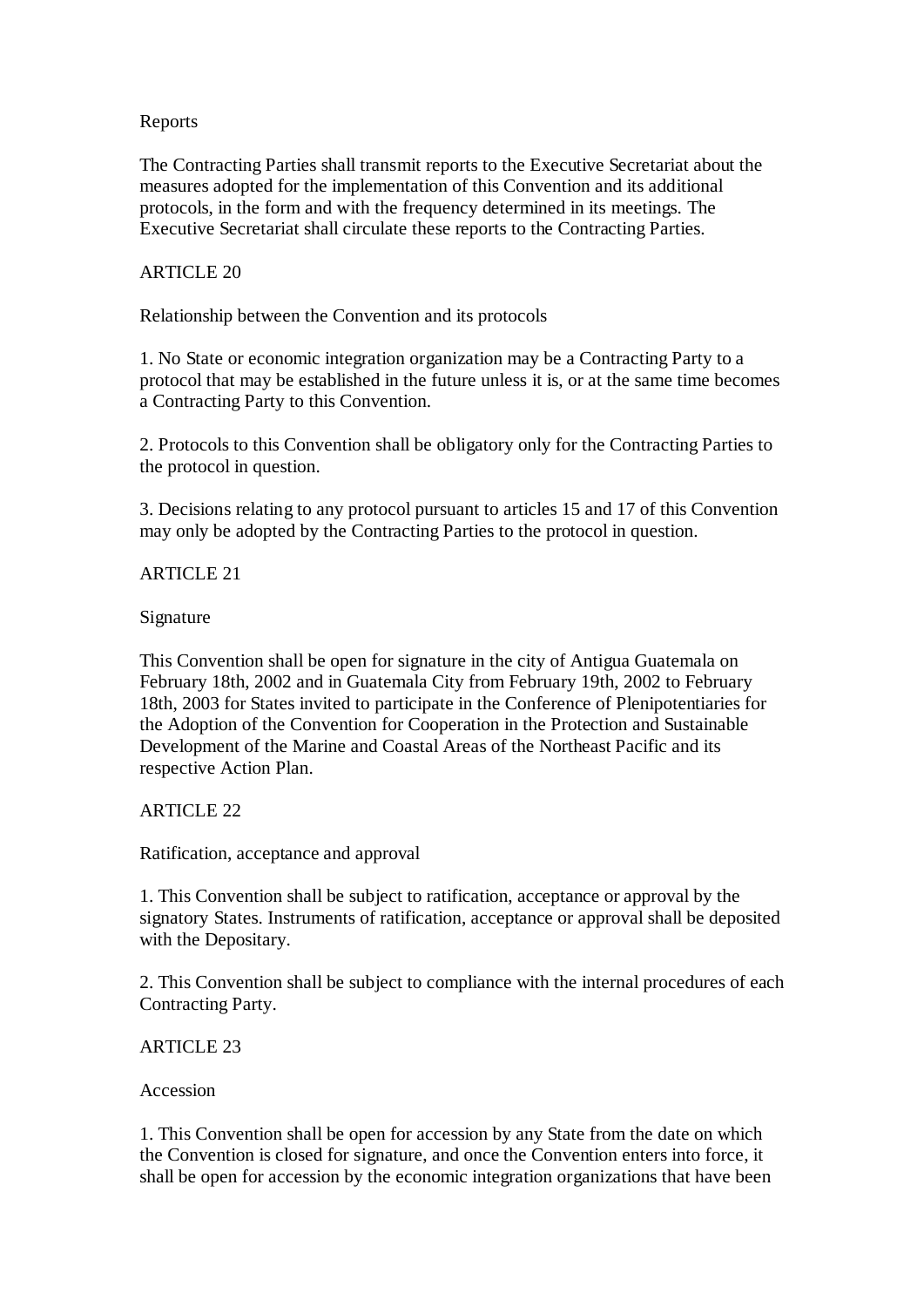Reports

The Contracting Parties shall transmit reports to the Executive Secretariat about the measures adopted for the implementation of this Convention and its additional protocols, in the form and with the frequency determined in its meetings. The Executive Secretariat shall circulate these reports to the Contracting Parties.

ARTICLE 20

Relationship between the Convention and its protocols

1. No State or economic integration organization may be a Contracting Party to a protocol that may be established in the future unless it is, or at the same time becomes a Contracting Party to this Convention.

2. Protocols to this Convention shall be obligatory only for the Contracting Parties to the protocol in question.

3. Decisions relating to any protocol pursuant to articles 15 and 17 of this Convention may only be adopted by the Contracting Parties to the protocol in question.

ARTICLE 21

Signature

This Convention shall be open for signature in the city of Antigua Guatemala on February 18th, 2002 and in Guatemala City from February 19th, 2002 to February 18th, 2003 for States invited to participate in the Conference of Plenipotentiaries for the Adoption of the Convention for Cooperation in the Protection and Sustainable Development of the Marine and Coastal Areas of the Northeast Pacific and its respective Action Plan.

ARTICLE 22

Ratification, acceptance and approval

1. This Convention shall be subject to ratification, acceptance or approval by the signatory States. Instruments of ratification, acceptance or approval shall be deposited with the Depositary.

2. This Convention shall be subject to compliance with the internal procedures of each Contracting Party.

ARTICLE 23

Accession

1. This Convention shall be open for accession by any State from the date on which the Convention is closed for signature, and once the Convention enters into force, it shall be open for accession by the economic integration organizations that have been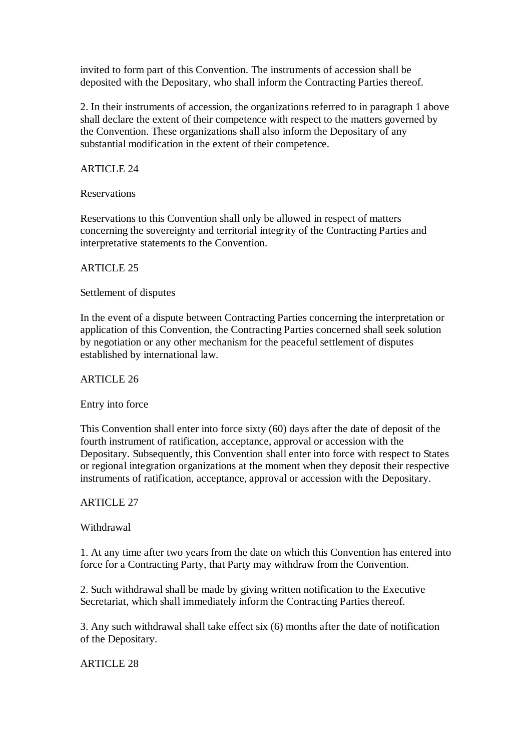invited to form part of this Convention. The instruments of accession shall be deposited with the Depositary, who shall inform the Contracting Parties thereof.

2. In their instruments of accession, the organizations referred to in paragraph 1 above shall declare the extent of their competence with respect to the matters governed by the Convention. These organizations shall also inform the Depositary of any substantial modification in the extent of their competence.

## ARTICLE 24

### Reservations

Reservations to this Convention shall only be allowed in respect of matters concerning the sovereignty and territorial integrity of the Contracting Parties and interpretative statements to the Convention.

## ARTICLE 25

### Settlement of disputes

In the event of a dispute between Contracting Parties concerning the interpretation or application of this Convention, the Contracting Parties concerned shall seek solution by negotiation or any other mechanism for the peaceful settlement of disputes established by international law.

## ARTICLE 26

### Entry into force

This Convention shall enter into force sixty (60) days after the date of deposit of the fourth instrument of ratification, acceptance, approval or accession with the Depositary. Subsequently, this Convention shall enter into force with respect to States or regional integration organizations at the moment when they deposit their respective instruments of ratification, acceptance, approval or accession with the Depositary.

## ARTICLE 27

### Withdrawal

1. At any time after two years from the date on which this Convention has entered into force for a Contracting Party, that Party may withdraw from the Convention.

2. Such withdrawal shall be made by giving written notification to the Executive Secretariat, which shall immediately inform the Contracting Parties thereof.

3. Any such withdrawal shall take effect six (6) months after the date of notification of the Depositary.

## ARTICLE 28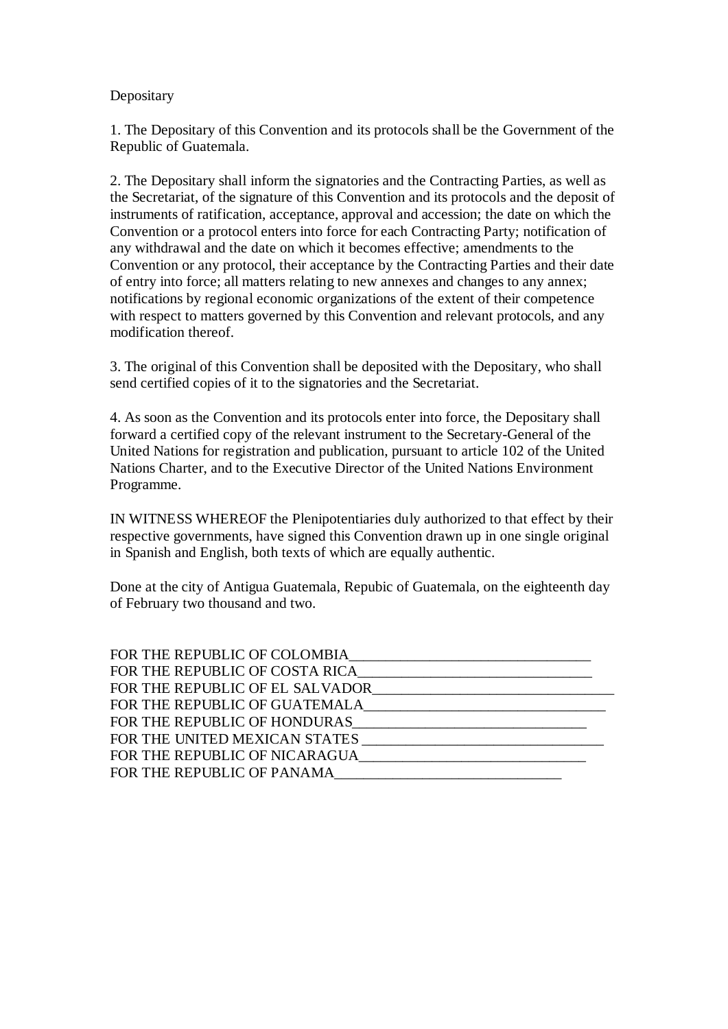Depositary

1. The Depositary of this Convention and its protocols shall be the Government of the Republic of Guatemala.

2. The Depositary shall inform the signatories and the Contracting Parties, as well as the Secretariat, of the signature of this Convention and its protocols and the deposit of instruments of ratification, acceptance, approval and accession; the date on which the Convention or a protocol enters into force for each Contracting Party; notification of any withdrawal and the date on which it becomes effective; amendments to the Convention or any protocol, their acceptance by the Contracting Parties and their date of entry into force; all matters relating to new annexes and changes to any annex; notifications by regional economic organizations of the extent of their competence with respect to matters governed by this Convention and relevant protocols, and any modification thereof.

3. The original of this Convention shall be deposited with the Depositary, who shall send certified copies of it to the signatories and the Secretariat.

4. As soon as the Convention and its protocols enter into force, the Depositary shall forward a certified copy of the relevant instrument to the Secretary-General of the United Nations for registration and publication, pursuant to article 102 of the United Nations Charter, and to the Executive Director of the United Nations Environment Programme.

IN WITNESS WHEREOF the Plenipotentiaries duly authorized to that effect by their respective governments, have signed this Convention drawn up in one single original in Spanish and English, both texts of which are equally authentic.

Done at the city of Antigua Guatemala, Repubic of Guatemala, on the eighteenth day of February two thousand and two.

FOR THE REPUBLIC OF COLOMBIA________________________________
FOR THE REPUBLIC OF COSTA RICA_______________________________
FOR THE REPUBLIC OF EL SALVADOR________________________________
FOR THE REPUBLIC OF GUATEMALA________________________________
FOR THE REPUBLIC OF HONDURAS_______________________________
FOR THE UNITED MEXICAN STATES ________________________________
FOR THE REPUBLIC OF NICARAGUA______________________________
FOR THE REPUBLIC OF PANAMA______________________________